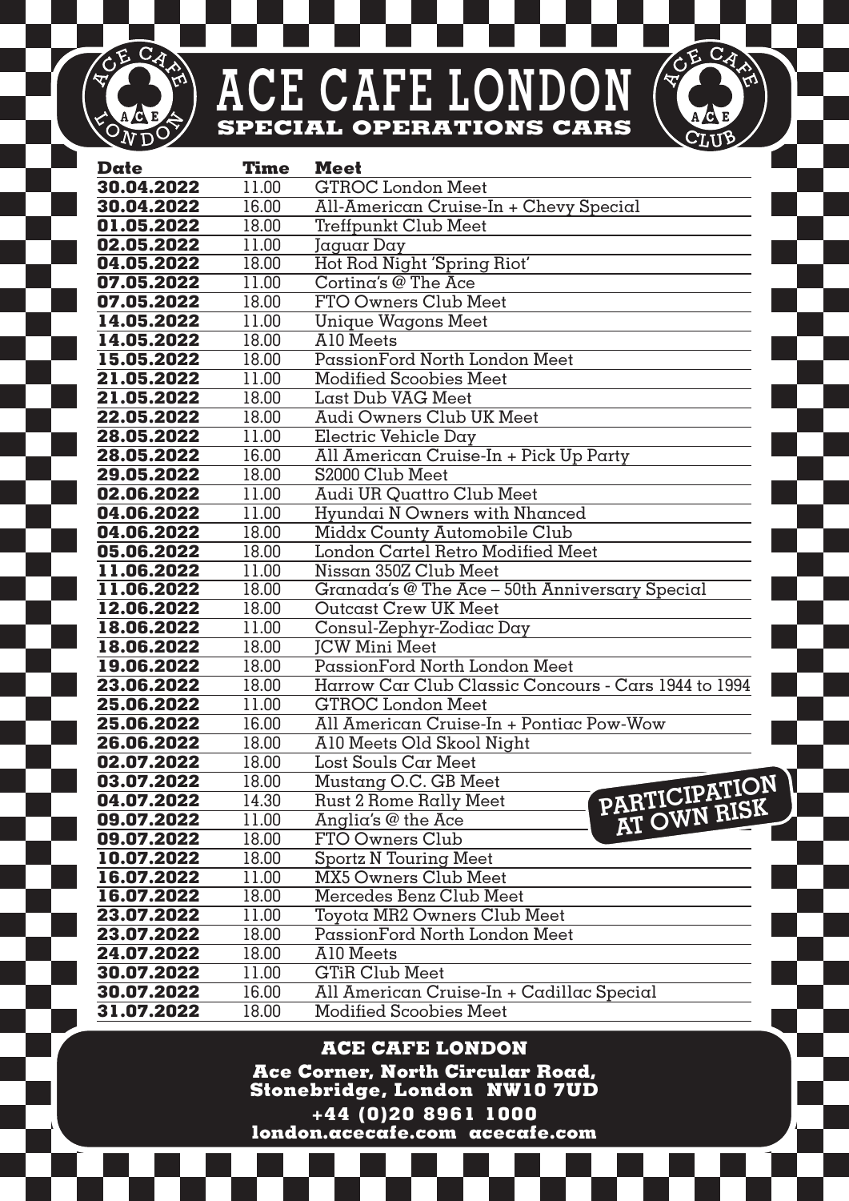# ACE CAFE LONDON

## SPECIAL OPERATIONS CARS

| Date | Time | Meet |
|---|---|---|
| 30.04.2022 | 11.00 | GTROC London Meet |
| 30.04.2022 | 16.00 | All-American Cruise-In + Chevy Special |
| 01.05.2022 | 18.00 | Treffpunkt Club Meet |
| 02.05.2022 | 11.00 | Jaguar Day |
| 04.05.2022 | 18.00 | Hot Rod Night 'Spring Riot' |
| 07.05.2022 | 11.00 | Cortina's @ The Ace |
| 07.05.2022 | 18.00 | FTO Owners Club Meet |
| 14.05.2022 | 11.00 | Unique Wagons Meet |
| 14.05.2022 | 18.00 | A10 Meets |
| 15.05.2022 | 18.00 | PassionFord North London Meet |
| 21.05.2022 | 11.00 | Modified Scoobies Meet |
| 21.05.2022 | 18.00 | Last Dub VAG Meet |
| 22.05.2022 | 18.00 | Audi Owners Club UK Meet |
| 28.05.2022 | 11.00 | Electric Vehicle Day |
| 28.05.2022 | 16.00 | All American Cruise-In + Pick Up Party |
| 29.05.2022 | 18.00 | S2000 Club Meet |
| 02.06.2022 | 11.00 | Audi UR Quattro Club Meet |
| 04.06.2022 | 11.00 | Hyundai N Owners with Nhanced |
| 04.06.2022 | 18.00 | Middx County Automobile Club |
| 05.06.2022 | 18.00 | London Cartel Retro Modified Meet |
| 11.06.2022 | 11.00 | Nissan 350Z Club Meet |
| 11.06.2022 | 18.00 | Granada's @ The Ace – 50th Anniversary Special |
| 12.06.2022 | 18.00 | Outcast Crew UK Meet |
| 18.06.2022 | 11.00 | Consul-Zephyr-Zodiac Day |
| 18.06.2022 | 18.00 | JCW Mini Meet |
| 19.06.2022 | 18.00 | PassionFord North London Meet |
| 23.06.2022 | 18.00 | Harrow Car Club Classic Concours - Cars 1944 to 1994 |
| 25.06.2022 | 11.00 | GTROC London Meet |
| 25.06.2022 | 16.00 | All American Cruise-In + Pontiac Pow-Wow |
| 26.06.2022 | 18.00 | A10 Meets Old Skool Night |
| 02.07.2022 | 18.00 | Lost Souls Car Meet |
| 03.07.2022 | 18.00 | Mustang O.C. GB Meet |
| 04.07.2022 | 14.30 | Rust 2 Rome Rally Meet |
| 09.07.2022 | 11.00 | Anglia's @ the Ace |
| 09.07.2022 | 18.00 | FTO Owners Club |
| 10.07.2022 | 18.00 | Sportz N Touring Meet |
| 16.07.2022 | 11.00 | MX5 Owners Club Meet |
| 16.07.2022 | 18.00 | Mercedes Benz Club Meet |
| 23.07.2022 | 11.00 | Toyota MR2 Owners Club Meet |
| 23.07.2022 | 18.00 | PassionFord North London Meet |
| 24.07.2022 | 18.00 | A10 Meets |
| 30.07.2022 | 11.00 | GTiR Club Meet |
| 30.07.2022 | 16.00 | All American Cruise-In + Cadillac Special |
| 31.07.2022 | 18.00 | Modified Scoobies Meet |

**PARTICIPATION AT OWN RISK**

**ACE CAFE LONDON**

**Ace Corner, North Circular Road, Stonebridge, London NW10 7UD**

**+44 (0)20 8961 1000**

**london.acecafe.com acecafe.com**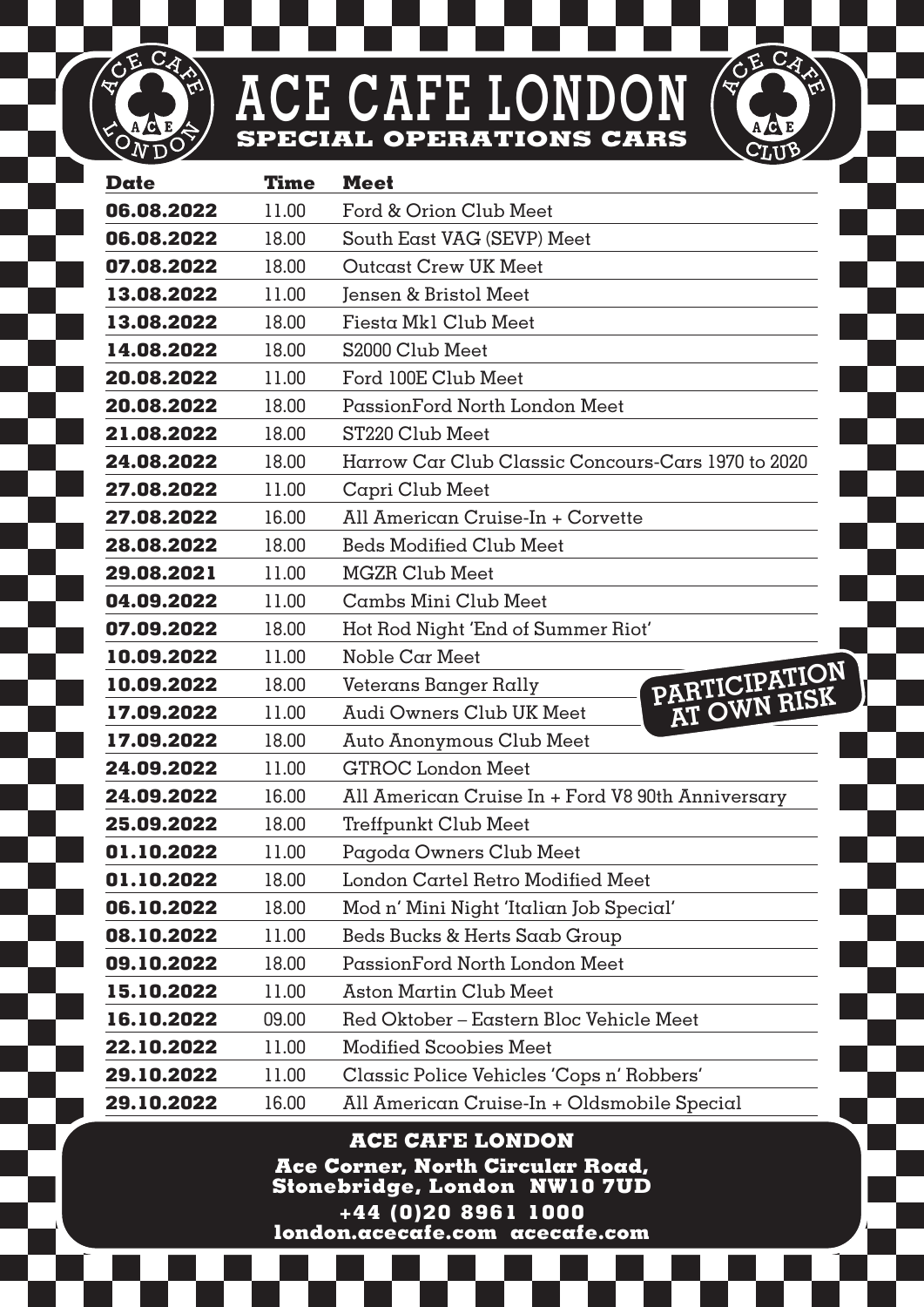# ACE CAFE LONDON

## SPECIAL OPERATIONS CARS

| Date | Time | Meet |
|---|---|---|
| 06.08.2022 | 11.00 | Ford & Orion Club Meet |
| 06.08.2022 | 18.00 | South East VAG (SEVP) Meet |
| 07.08.2022 | 18.00 | Outcast Crew UK Meet |
| 13.08.2022 | 11.00 | Jensen & Bristol Meet |
| 13.08.2022 | 18.00 | Fiesta Mk1 Club Meet |
| 14.08.2022 | 18.00 | S2000 Club Meet |
| 20.08.2022 | 11.00 | Ford 100E Club Meet |
| 20.08.2022 | 18.00 | PassionFord North London Meet |
| 21.08.2022 | 18.00 | ST220 Club Meet |
| 24.08.2022 | 18.00 | Harrow Car Club Classic Concours-Cars 1970 to 2020 |
| 27.08.2022 | 11.00 | Capri Club Meet |
| 27.08.2022 | 16.00 | All American Cruise-In + Corvette |
| 28.08.2022 | 18.00 | Beds Modified Club Meet |
| 29.08.2021 | 11.00 | MGZR Club Meet |
| 04.09.2022 | 11.00 | Cambs Mini Club Meet |
| 07.09.2022 | 18.00 | Hot Rod Night 'End of Summer Riot' |
| 10.09.2022 | 11.00 | Noble Car Meet |
| 10.09.2022 | 18.00 | Veterans Banger Rally |
| 17.09.2022 | 11.00 | Audi Owners Club UK Meet |
| 17.09.2022 | 18.00 | Auto Anonymous Club Meet |
| 24.09.2022 | 11.00 | GTROC London Meet |
| 24.09.2022 | 16.00 | All American Cruise In + Ford V8 90th Anniversary |
| 25.09.2022 | 18.00 | Treffpunkt Club Meet |
| 01.10.2022 | 11.00 | Pagoda Owners Club Meet |
| 01.10.2022 | 18.00 | London Cartel Retro Modified Meet |
| 06.10.2022 | 18.00 | Mod n' Mini Night 'Italian Job Special' |
| 08.10.2022 | 11.00 | Beds Bucks & Herts Saab Group |
| 09.10.2022 | 18.00 | PassionFord North London Meet |
| 15.10.2022 | 11.00 | Aston Martin Club Meet |
| 16.10.2022 | 09.00 | Red Oktober – Eastern Bloc Vehicle Meet |
| 22.10.2022 | 11.00 | Modified Scoobies Meet |
| 29.10.2022 | 11.00 | Classic Police Vehicles 'Cops n' Robbers' |
| 29.10.2022 | 16.00 | All American Cruise-In + Oldsmobile Special |

PARTICIPATION AT OWN RISK

**ACE CAFE LONDON**

**Ace Corner, North Circular Road, Stonebridge, London NW10 7UD**

**+44 (0)20 8961 1000**

**london.acecafe.com acecafe.com**